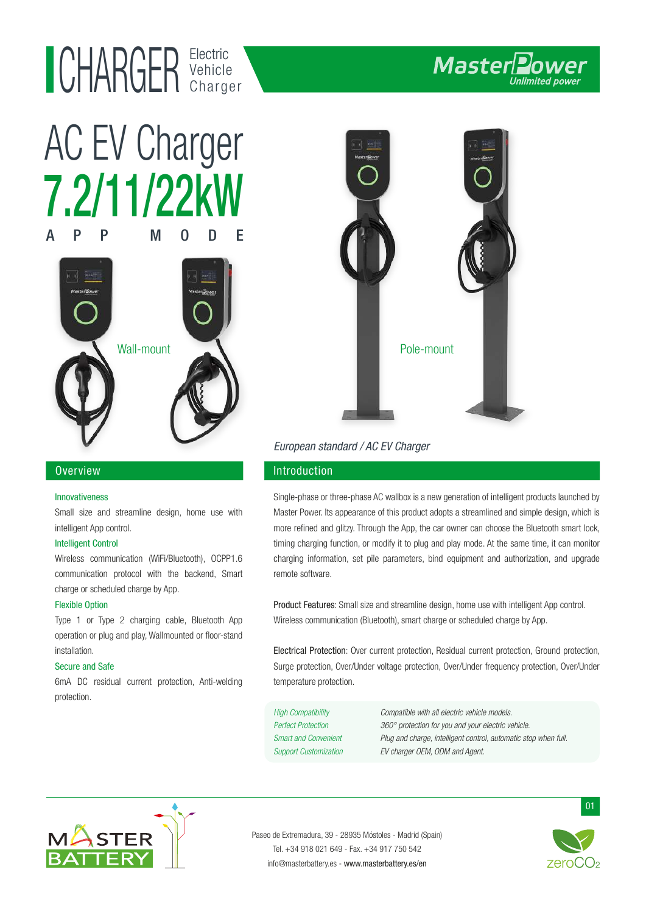# CHARGER Electric Vehicle Charger

MasterPower
Unlimited power

# AC EV Charger 7.2/11/22kW

APP MODE

Wall-mount

Pole-mount

*European standard / AC EV Charger*

## Overview

**Innovativeness**

Small size and streamline design, home use with intelligent App control.

**Intelligent Control**

Wireless communication (WiFi/Bluetooth), OCPP1.6 communication protocol with the backend, Smart charge or scheduled charge by App.

**Flexible Option**

Type 1 or Type 2 charging cable, Bluetooth App operation or plug and play, Wallmounted or floor-stand installation.

**Secure and Safe**

6mA DC residual current protection, Anti-welding protection.

## Introduction

Single-phase or three-phase AC wallbox is a new generation of intelligent products launched by Master Power. Its appearance of this product adopts a streamlined and simple design, which is more refined and glitzy. Through the App, the car owner can choose the Bluetooth smart lock, timing charging function, or modify it to plug and play mode. At the same time, it can monitor charging information, set pile parameters, bind equipment and authorization, and upgrade remote software.

Product Features: Small size and streamline design, home use with intelligent App control. Wireless communication (Bluetooth), smart charge or scheduled charge by App.

Electrical Protection: Over current protection, Residual current protection, Ground protection, Surge protection, Over/Under voltage protection, Over/Under frequency protection, Over/Under temperature protection.

| | |
|---|---|
| *High Compatibility* | *Compatible with all electric vehicle models.* |
| *Perfect Protection* | *360° protection for you and your electric vehicle.* |
| *Smart and Convenient* | *Plug and charge, intelligent control, automatic stop when full.* |
| *Support Customization* | *EV charger OEM, ODM and Agent.* |

MASTER BATTERY

Paseo de Extremadura, 39 - 28935 Móstoles - Madrid (Spain)
Tel. +34 918 021 649 - Fax. +34 917 750 542
info@masterbattery.es - www.masterbattery.es/en

zeroCO2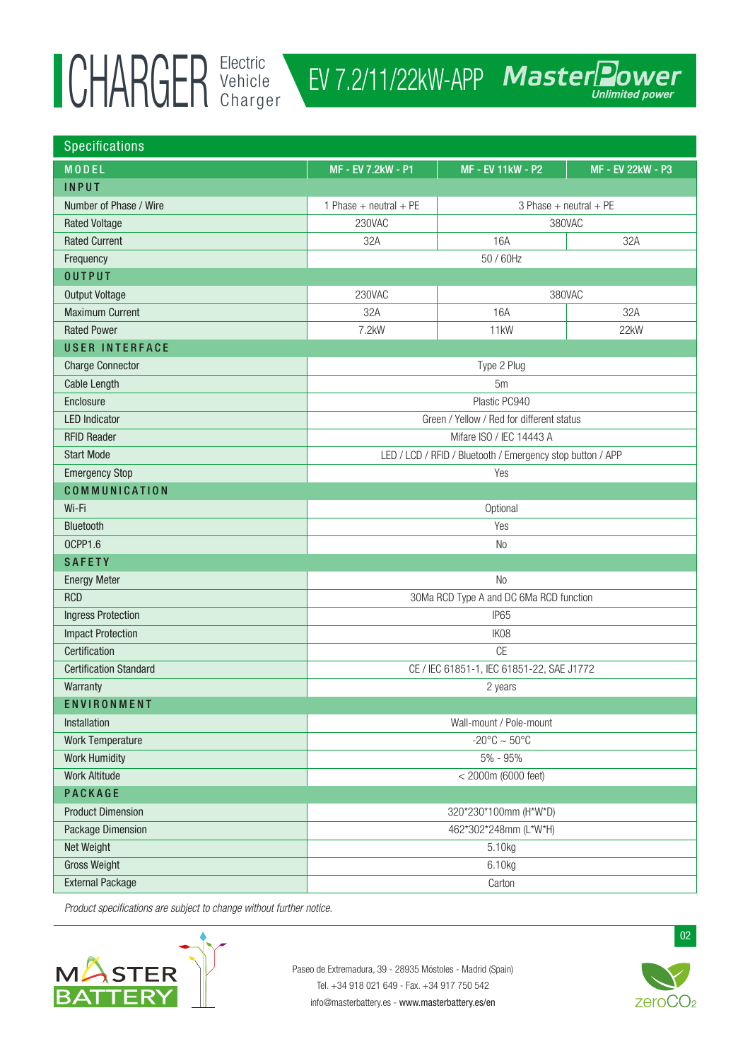# CHARGER Electric Vehicle Charger

## EV 7.2/11/22kW-APP MasterPower Unlimited power

### Specifications

| MODEL | MF - EV 7.2kW - P1 | MF - EV 11kW - P2 | MF - EV 22kW - P3 |
|---|---|---|---|
| **INPUT** | | | |
| Number of Phase / Wire | 1 Phase + neutral + PE | 3 Phase + neutral + PE | |
| Rated Voltage | 230VAC | 380VAC | |
| Rated Current | 32A | 16A | 32A |
| Frequency | 50 / 60Hz | | |
| **OUTPUT** | | | |
| Output Voltage | 230VAC | 380VAC | |
| Maximum Current | 32A | 16A | 32A |
| Rated Power | 7.2kW | 11kW | 22kW |
| **USER INTERFACE** | | | |
| Charge Connector | Type 2 Plug | | |
| Cable Length | 5m | | |
| Enclosure | Plastic PC940 | | |
| LED Indicator | Green / Yellow / Red for different status | | |
| RFID Reader | Mifare ISO / IEC 14443 A | | |
| Start Mode | LED / LCD / RFID / Bluetooth / Emergency stop button / APP | | |
| Emergency Stop | Yes | | |
| **COMMUNICATION** | | | |
| Wi-Fi | Optional | | |
| Bluetooth | Yes | | |
| OCPP1.6 | No | | |
| **SAFETY** | | | |
| Energy Meter | No | | |
| RCD | 30Ma RCD Type A and DC 6Ma RCD function | | |
| Ingress Protection | IP65 | | |
| Impact Protection | IK08 | | |
| Certification | CE | | |
| Certification Standard | CE / IEC 61851-1, IEC 61851-22, SAE J1772 | | |
| Warranty | 2 years | | |
| **ENVIRONMENT** | | | |
| Installation | Wall-mount / Pole-mount | | |
| Work Temperature | -20°C ~ 50°C | | |
| Work Humidity | 5% - 95% | | |
| Work Altitude | < 2000m (6000 feet) | | |
| **PACKAGE** | | | |
| Product Dimension | 320*230*100mm (H*W*D) | | |
| Package Dimension | 462*302*248mm (L*W*H) | | |
| Net Weight | 5.10kg | | |
| Gross Weight | 6.10kg | | |
| External Package | Carton | | |

*Product specifications are subject to change without further notice.*

MASTER BATTERY

Paseo de Extremadura, 39 - 28935 Móstoles - Madrid (Spain)
Tel. +34 918 021 649 - Fax. +34 917 750 542
info@masterbattery.es - www.masterbattery.es/en

zero$CO_2$